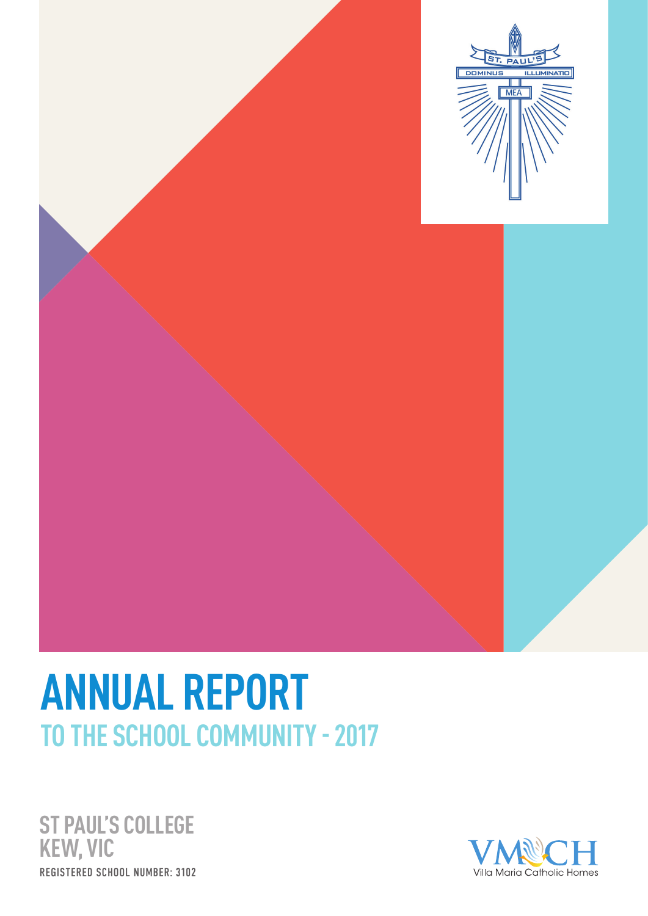# ANNUAL REPORT

## TO THE SCHOOL COMMUNITY - 2017

**ST PAUL'S COLLEGE**
**KEW, VIC**

REGISTERED SCHOOL NUMBER: 3102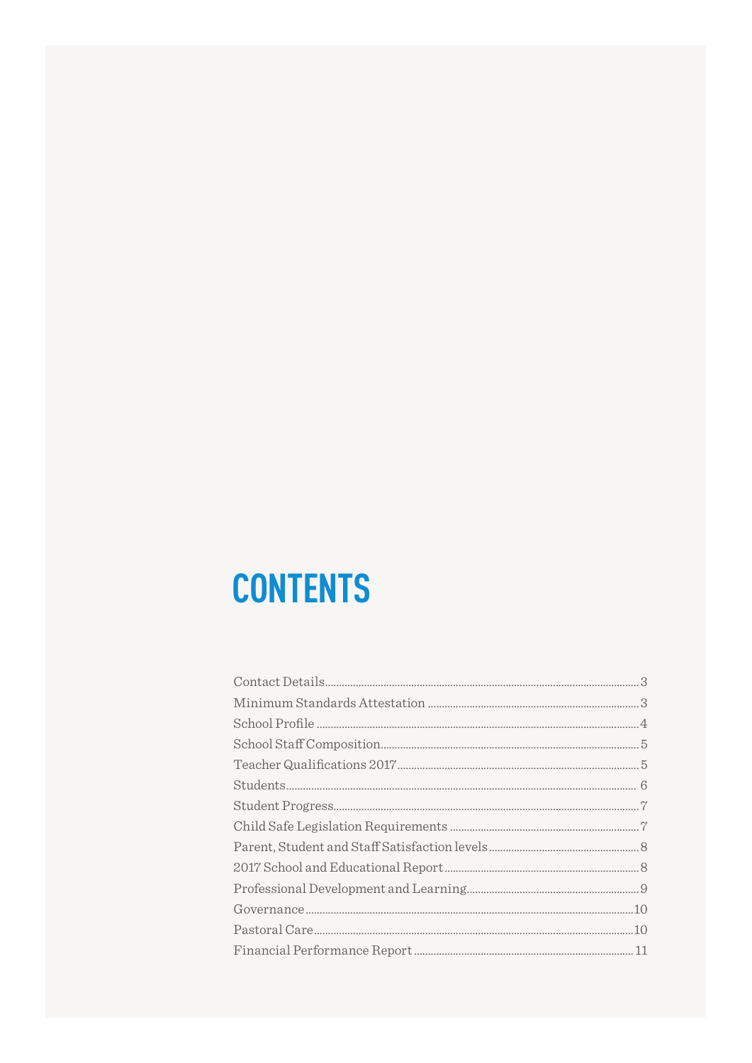# CONTENTS

Contact Details ..... 3
Minimum Standards Attestation ..... 3
School Profile ..... 4
School Staff Composition ..... 5
Teacher Qualifications 2017 ..... 5
Students ..... 6
Student Progress ..... 7
Child Safe Legislation Requirements ..... 7
Parent, Student and Staff Satisfaction levels ..... 8
2017 School and Educational Report ..... 8
Professional Development and Learning ..... 9
Governance ..... 10
Pastoral Care ..... 10
Financial Performance Report ..... 11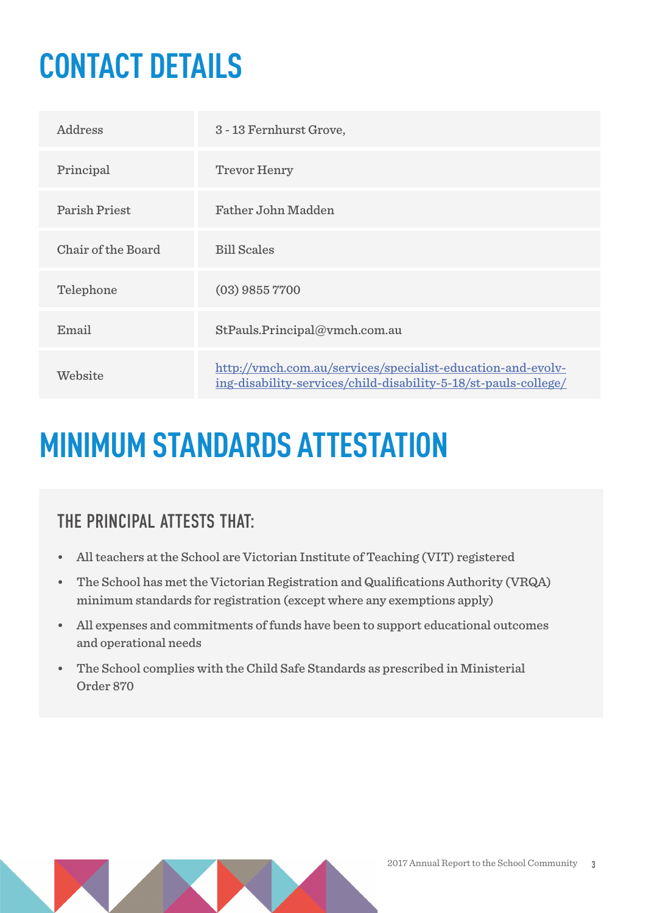# CONTACT DETAILS

| | |
|---|---|
| Address | 3 - 13 Fernhurst Grove, |
| Principal | Trevor Henry |
| Parish Priest | Father John Madden |
| Chair of the Board | Bill Scales |
| Telephone | (03) 9855 7700 |
| Email | StPauls.Principal@vmch.com.au |
| Website | http://vmch.com.au/services/specialist-education-and-evolving-disability-services/child-disability-5-18/st-pauls-college/ |

# MINIMUM STANDARDS ATTESTATION

## THE PRINCIPAL ATTESTS THAT:

- All teachers at the School are Victorian Institute of Teaching (VIT) registered
- The School has met the Victorian Registration and Qualifications Authority (VRQA) minimum standards for registration (except where any exemptions apply)
- All expenses and commitments of funds have been to support educational outcomes and operational needs
- The School complies with the Child Safe Standards as prescribed in Ministerial Order 870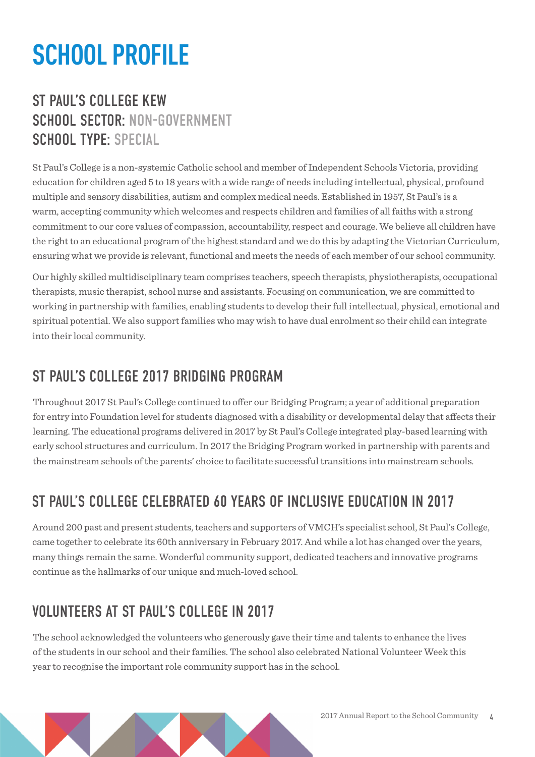# SCHOOL PROFILE

## ST PAUL'S COLLEGE KEW
## SCHOOL SECTOR: NON-GOVERNMENT
## SCHOOL TYPE: SPECIAL

St Paul's College is a non-systemic Catholic school and member of Independent Schools Victoria, providing education for children aged 5 to 18 years with a wide range of needs including intellectual, physical, profound multiple and sensory disabilities, autism and complex medical needs. Established in 1957, St Paul's is a warm, accepting community which welcomes and respects children and families of all faiths with a strong commitment to our core values of compassion, accountability, respect and courage. We believe all children have the right to an educational program of the highest standard and we do this by adapting the Victorian Curriculum, ensuring what we provide is relevant, functional and meets the needs of each member of our school community.

Our highly skilled multidisciplinary team comprises teachers, speech therapists, physiotherapists, occupational therapists, music therapist, school nurse and assistants. Focusing on communication, we are committed to working in partnership with families, enabling students to develop their full intellectual, physical, emotional and spiritual potential. We also support families who may wish to have dual enrolment so their child can integrate into their local community.

## ST PAUL'S COLLEGE 2017 BRIDGING PROGRAM

Throughout 2017 St Paul's College continued to offer our Bridging Program; a year of additional preparation for entry into Foundation level for students diagnosed with a disability or developmental delay that affects their learning. The educational programs delivered in 2017 by St Paul's College integrated play-based learning with early school structures and curriculum. In 2017 the Bridging Program worked in partnership with parents and the mainstream schools of the parents' choice to facilitate successful transitions into mainstream schools.

## ST PAUL'S COLLEGE CELEBRATED 60 YEARS OF INCLUSIVE EDUCATION IN 2017

Around 200 past and present students, teachers and supporters of VMCH's specialist school, St Paul's College, came together to celebrate its 60th anniversary in February 2017. And while a lot has changed over the years, many things remain the same. Wonderful community support, dedicated teachers and innovative programs continue as the hallmarks of our unique and much-loved school.

## VOLUNTEERS AT ST PAUL'S COLLEGE IN 2017

The school acknowledged the volunteers who generously gave their time and talents to enhance the lives of the students in our school and their families. The school also celebrated National Volunteer Week this year to recognise the important role community support has in the school.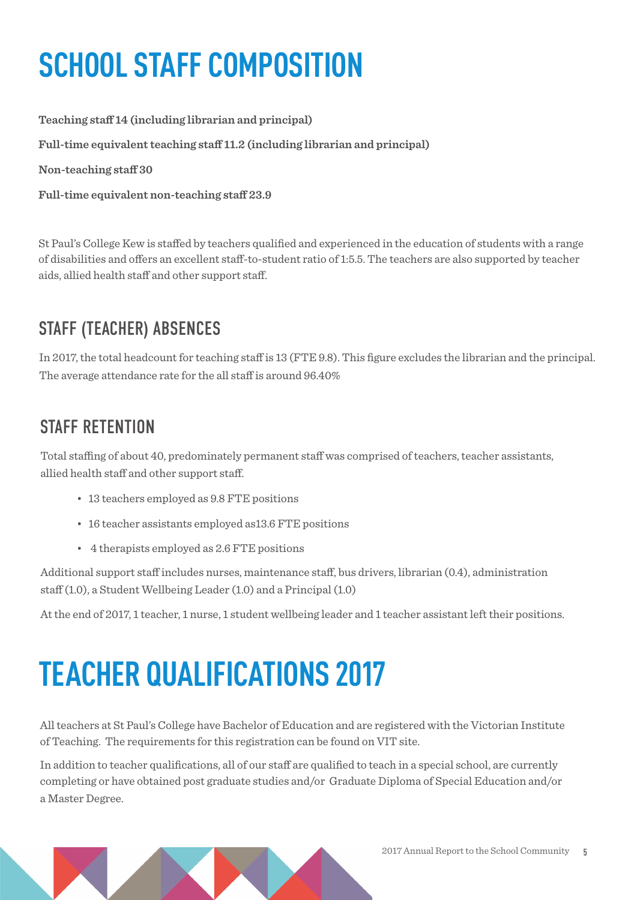# SCHOOL STAFF COMPOSITION

**Teaching staff 14 (including librarian and principal)**

**Full-time equivalent teaching staff 11.2 (including librarian and principal)**

**Non-teaching staff 30**

**Full-time equivalent non-teaching staff 23.9**

St Paul's College Kew is staffed by teachers qualified and experienced in the education of students with a range of disabilities and offers an excellent staff-to-student ratio of 1:5.5. The teachers are also supported by teacher aids, allied health staff and other support staff.

## STAFF (TEACHER) ABSENCES

In 2017, the total headcount for teaching staff is 13 (FTE 9.8). This figure excludes the librarian and the principal. The average attendance rate for the all staff is around 96.40%

## STAFF RETENTION

Total staffing of about 40, predominately permanent staff was comprised of teachers, teacher assistants, allied health staff and other support staff.

- 13 teachers employed as 9.8 FTE positions
- 16 teacher assistants employed as13.6 FTE positions
- 4 therapists employed as 2.6 FTE positions

Additional support staff includes nurses, maintenance staff, bus drivers, librarian (0.4), administration staff (1.0), a Student Wellbeing Leader (1.0) and a Principal (1.0)

At the end of 2017, 1 teacher, 1 nurse, 1 student wellbeing leader and 1 teacher assistant left their positions.

# TEACHER QUALIFICATIONS 2017

All teachers at St Paul's College have Bachelor of Education and are registered with the Victorian Institute of Teaching. The requirements for this registration can be found on VIT site.

In addition to teacher qualifications, all of our staff are qualified to teach in a special school, are currently completing or have obtained post graduate studies and/or Graduate Diploma of Special Education and/or a Master Degree.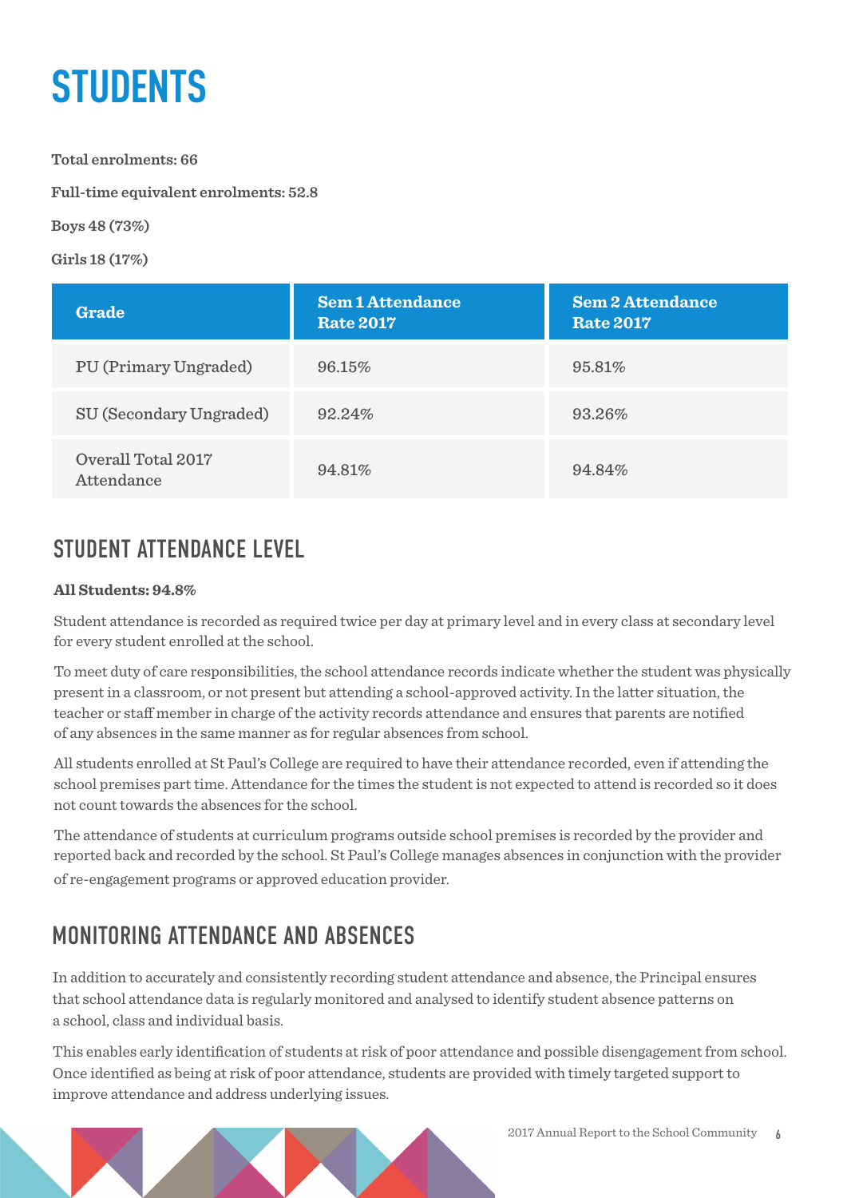# STUDENTS

**Total enrolments: 66**

**Full-time equivalent enrolments: 52.8**

**Boys 48 (73%)**

**Girls 18 (17%)**

| Grade | Sem 1 Attendance Rate 2017 | Sem 2 Attendance Rate 2017 |
|---|---|---|
| PU (Primary Ungraded) | 96.15% | 95.81% |
| SU (Secondary Ungraded) | 92.24% | 93.26% |
| Overall Total 2017 Attendance | 94.81% | 94.84% |

## STUDENT ATTENDANCE LEVEL

**All Students: 94.8%**

Student attendance is recorded as required twice per day at primary level and in every class at secondary level for every student enrolled at the school.

To meet duty of care responsibilities, the school attendance records indicate whether the student was physically present in a classroom, or not present but attending a school-approved activity. In the latter situation, the teacher or staff member in charge of the activity records attendance and ensures that parents are notified of any absences in the same manner as for regular absences from school.

All students enrolled at St Paul's College are required to have their attendance recorded, even if attending the school premises part time. Attendance for the times the student is not expected to attend is recorded so it does not count towards the absences for the school.

The attendance of students at curriculum programs outside school premises is recorded by the provider and reported back and recorded by the school. St Paul's College manages absences in conjunction with the provider of re-engagement programs or approved education provider.

## MONITORING ATTENDANCE AND ABSENCES

In addition to accurately and consistently recording student attendance and absence, the Principal ensures that school attendance data is regularly monitored and analysed to identify student absence patterns on a school, class and individual basis.

This enables early identification of students at risk of poor attendance and possible disengagement from school. Once identified as being at risk of poor attendance, students are provided with timely targeted support to improve attendance and address underlying issues.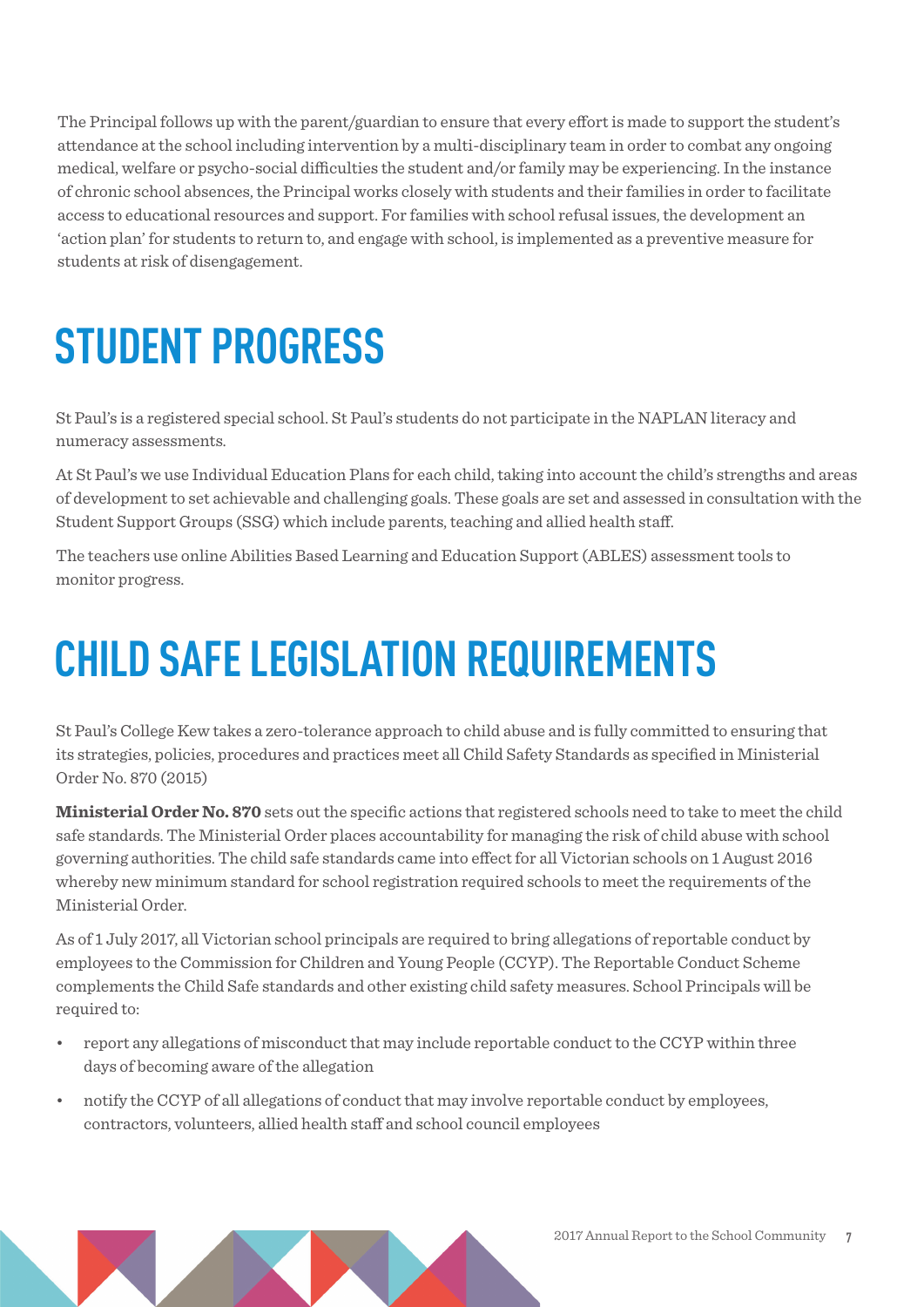The Principal follows up with the parent/guardian to ensure that every effort is made to support the student's attendance at the school including intervention by a multi-disciplinary team in order to combat any ongoing medical, welfare or psycho-social difficulties the student and/or family may be experiencing. In the instance of chronic school absences, the Principal works closely with students and their families in order to facilitate access to educational resources and support. For families with school refusal issues, the development an 'action plan' for students to return to, and engage with school, is implemented as a preventive measure for students at risk of disengagement.

# STUDENT PROGRESS

St Paul's is a registered special school. St Paul's students do not participate in the NAPLAN literacy and numeracy assessments.

At St Paul's we use Individual Education Plans for each child, taking into account the child's strengths and areas of development to set achievable and challenging goals. These goals are set and assessed in consultation with the Student Support Groups (SSG) which include parents, teaching and allied health staff.

The teachers use online Abilities Based Learning and Education Support (ABLES) assessment tools to monitor progress.

# CHILD SAFE LEGISLATION REQUIREMENTS

St Paul's College Kew takes a zero-tolerance approach to child abuse and is fully committed to ensuring that its strategies, policies, procedures and practices meet all Child Safety Standards as specified in Ministerial Order No. 870 (2015)

**Ministerial Order No. 870** sets out the specific actions that registered schools need to take to meet the child safe standards. The Ministerial Order places accountability for managing the risk of child abuse with school governing authorities. The child safe standards came into effect for all Victorian schools on 1 August 2016 whereby new minimum standard for school registration required schools to meet the requirements of the Ministerial Order.

As of 1 July 2017, all Victorian school principals are required to bring allegations of reportable conduct by employees to the Commission for Children and Young People (CCYP). The Reportable Conduct Scheme complements the Child Safe standards and other existing child safety measures. School Principals will be required to:

- report any allegations of misconduct that may include reportable conduct to the CCYP within three days of becoming aware of the allegation
- notify the CCYP of all allegations of conduct that may involve reportable conduct by employees, contractors, volunteers, allied health staff and school council employees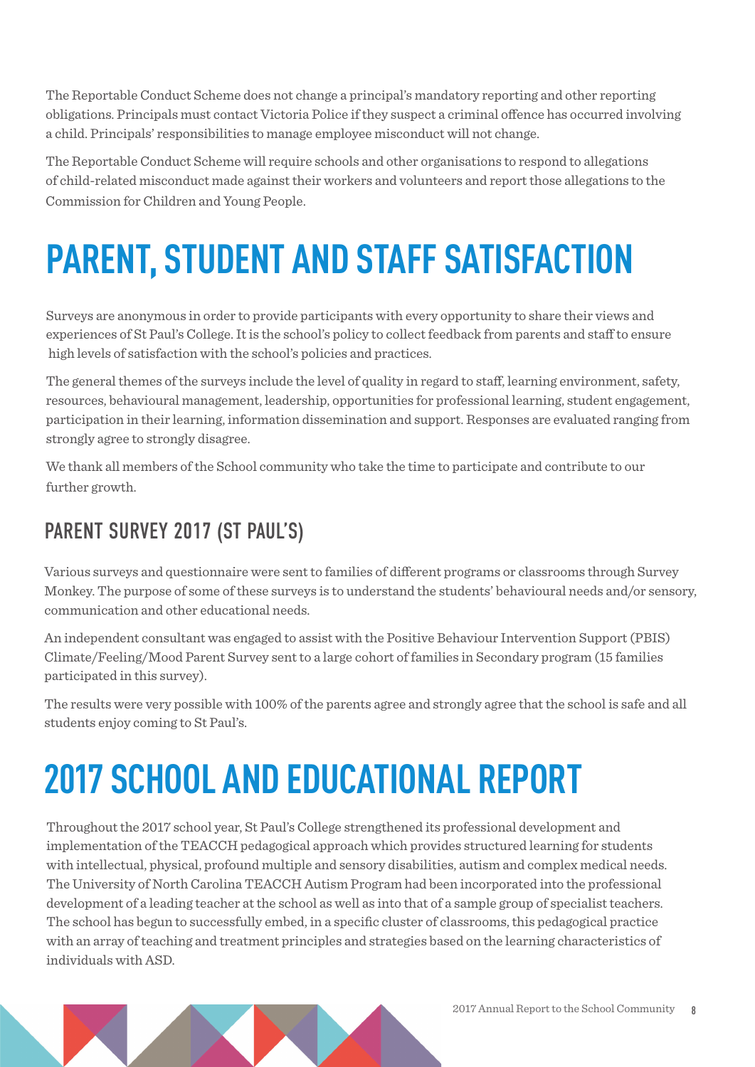The Reportable Conduct Scheme does not change a principal's mandatory reporting and other reporting obligations. Principals must contact Victoria Police if they suspect a criminal offence has occurred involving a child. Principals' responsibilities to manage employee misconduct will not change.

The Reportable Conduct Scheme will require schools and other organisations to respond to allegations of child-related misconduct made against their workers and volunteers and report those allegations to the Commission for Children and Young People.

# PARENT, STUDENT AND STAFF SATISFACTION

Surveys are anonymous in order to provide participants with every opportunity to share their views and experiences of St Paul's College. It is the school's policy to collect feedback from parents and staff to ensure high levels of satisfaction with the school's policies and practices.

The general themes of the surveys include the level of quality in regard to staff, learning environment, safety, resources, behavioural management, leadership, opportunities for professional learning, student engagement, participation in their learning, information dissemination and support. Responses are evaluated ranging from strongly agree to strongly disagree.

We thank all members of the School community who take the time to participate and contribute to our further growth.

## PARENT SURVEY 2017 (ST PAUL'S)

Various surveys and questionnaire were sent to families of different programs or classrooms through Survey Monkey. The purpose of some of these surveys is to understand the students' behavioural needs and/or sensory, communication and other educational needs.

An independent consultant was engaged to assist with the Positive Behaviour Intervention Support (PBIS) Climate/Feeling/Mood Parent Survey sent to a large cohort of families in Secondary program (15 families participated in this survey).

The results were very possible with 100% of the parents agree and strongly agree that the school is safe and all students enjoy coming to St Paul's.

# 2017 SCHOOL AND EDUCATIONAL REPORT

Throughout the 2017 school year, St Paul's College strengthened its professional development and implementation of the TEACCH pedagogical approach which provides structured learning for students with intellectual, physical, profound multiple and sensory disabilities, autism and complex medical needs. The University of North Carolina TEACCH Autism Program had been incorporated into the professional development of a leading teacher at the school as well as into that of a sample group of specialist teachers. The school has begun to successfully embed, in a specific cluster of classrooms, this pedagogical practice with an array of teaching and treatment principles and strategies based on the learning characteristics of individuals with ASD.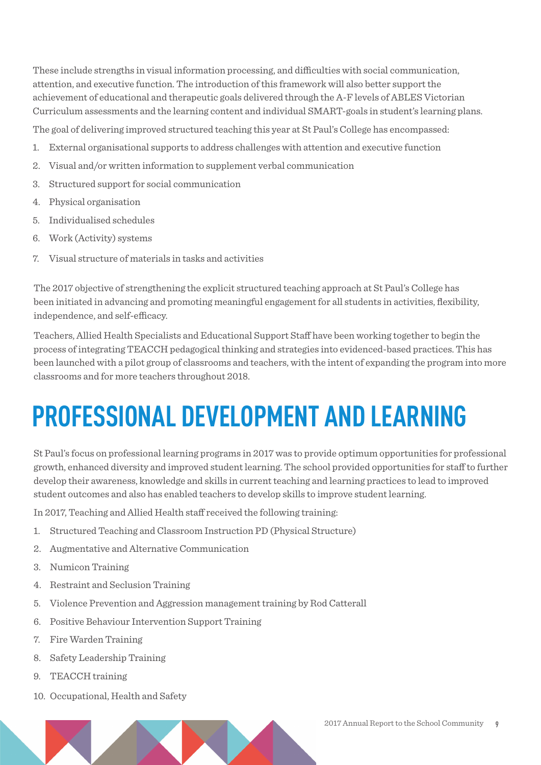These include strengths in visual information processing, and difficulties with social communication, attention, and executive function. The introduction of this framework will also better support the achievement of educational and therapeutic goals delivered through the A-F levels of ABLES Victorian Curriculum assessments and the learning content and individual SMART-goals in student's learning plans.

The goal of delivering improved structured teaching this year at St Paul's College has encompassed:

1. External organisational supports to address challenges with attention and executive function
2. Visual and/or written information to supplement verbal communication
3. Structured support for social communication
4. Physical organisation
5. Individualised schedules
6. Work (Activity) systems
7. Visual structure of materials in tasks and activities

The 2017 objective of strengthening the explicit structured teaching approach at St Paul's College has been initiated in advancing and promoting meaningful engagement for all students in activities, flexibility, independence, and self-efficacy.

Teachers, Allied Health Specialists and Educational Support Staff have been working together to begin the process of integrating TEACCH pedagogical thinking and strategies into evidenced-based practices. This has been launched with a pilot group of classrooms and teachers, with the intent of expanding the program into more classrooms and for more teachers throughout 2018.

# PROFESSIONAL DEVELOPMENT AND LEARNING

St Paul's focus on professional learning programs in 2017 was to provide optimum opportunities for professional growth, enhanced diversity and improved student learning. The school provided opportunities for staff to further develop their awareness, knowledge and skills in current teaching and learning practices to lead to improved student outcomes and also has enabled teachers to develop skills to improve student learning.

In 2017, Teaching and Allied Health staff received the following training:

1. Structured Teaching and Classroom Instruction PD (Physical Structure)
2. Augmentative and Alternative Communication
3. Numicon Training
4. Restraint and Seclusion Training
5. Violence Prevention and Aggression management training by Rod Catterall
6. Positive Behaviour Intervention Support Training
7. Fire Warden Training
8. Safety Leadership Training
9. TEACCH training
10. Occupational, Health and Safety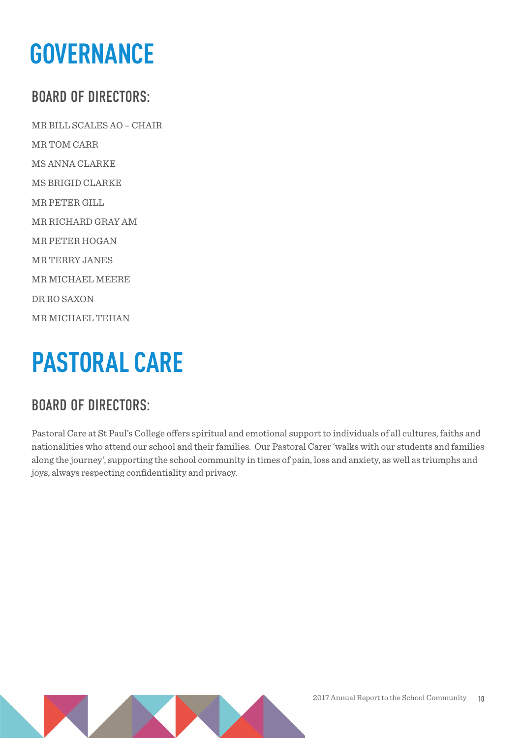# GOVERNANCE

## BOARD OF DIRECTORS:

MR BILL SCALES AO – CHAIR

MR TOM CARR

MS ANNA CLARKE

MS BRIGID CLARKE

MR PETER GILL

MR RICHARD GRAY AM

MR PETER HOGAN

MR TERRY JANES

MR MICHAEL MEERE

DR RO SAXON

MR MICHAEL TEHAN

# PASTORAL CARE

## BOARD OF DIRECTORS:

Pastoral Care at St Paul's College offers spiritual and emotional support to individuals of all cultures, faiths and nationalities who attend our school and their families. Our Pastoral Carer 'walks with our students and families along the journey', supporting the school community in times of pain, loss and anxiety, as well as triumphs and joys, always respecting confidentiality and privacy.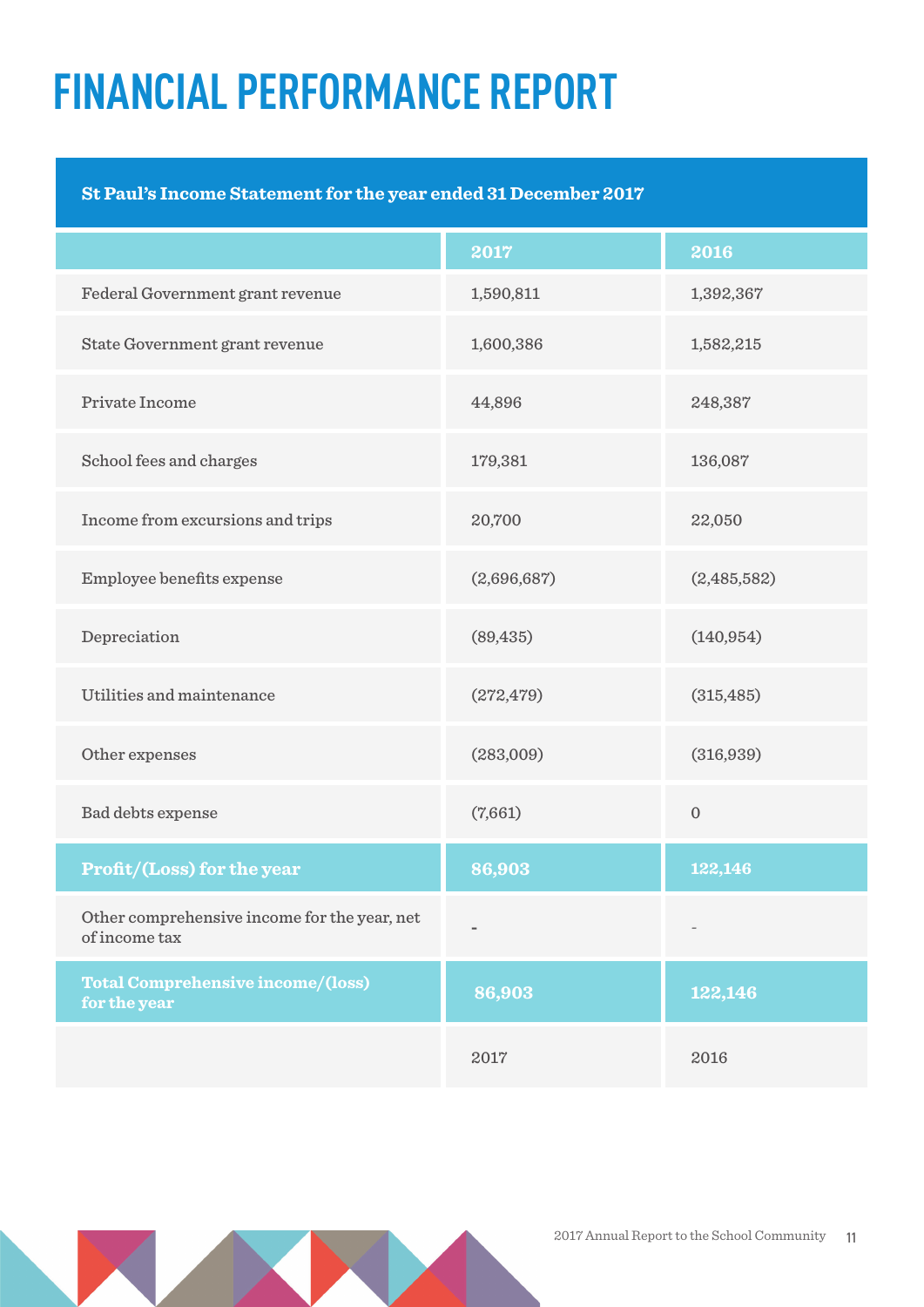# FINANCIAL PERFORMANCE REPORT

| St Paul's Income Statement for the year ended 31 December 2017 | | |
|---|---|---|
| | **2017** | **2016** |
| Federal Government grant revenue | 1,590,811 | 1,392,367 |
| State Government grant revenue | 1,600,386 | 1,582,215 |
| Private Income | 44,896 | 248,387 |
| School fees and charges | 179,381 | 136,087 |
| Income from excursions and trips | 20,700 | 22,050 |
| Employee benefits expense | (2,696,687) | (2,485,582) |
| Depreciation | (89,435) | (140,954) |
| Utilities and maintenance | (272,479) | (315,485) |
| Other expenses | (283,009) | (316,939) |
| Bad debts expense | (7,661) | 0 |
| **Profit/(Loss) for the year** | **86,903** | **122,146** |
| Other comprehensive income for the year, net of income tax | - | - |
| **Total Comprehensive income/(loss) for the year** | **86,903** | **122,146** |
| | 2017 | 2016 |